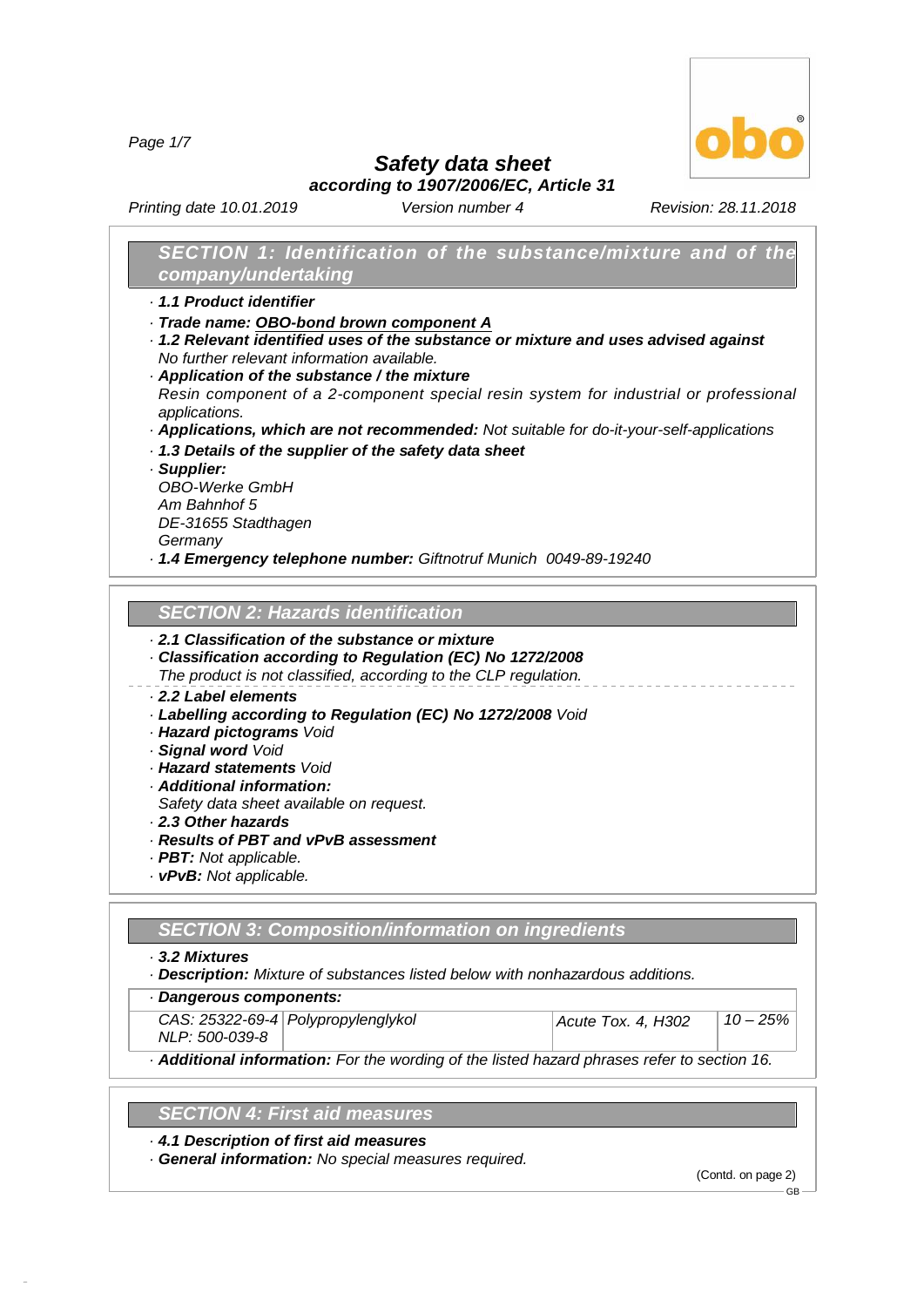# Safety data sheet

**according to 1907/2006/EC, Article 31**

*Printing date 10.01.2019* *Version number 4* *Revision: 28.11.2018*

## SECTION 1: Identification of the substance/mixture and of the company/undertaking

· **1.1 Product identifier**

· **Trade name: OBO-bond brown component A**

· **1.2 Relevant identified uses of the substance or mixture and uses advised against**
No further relevant information available.

· **Application of the substance / the mixture**
Resin component of a 2-component special resin system for industrial or professional applications.

· **Applications, which are not recommended:** Not suitable for do-it-your-self-applications

· **1.3 Details of the supplier of the safety data sheet**

· **Supplier:**
OBO-Werke GmbH
Am Bahnhof 5
DE-31655 Stadthagen
Germany

· **1.4 Emergency telephone number:** Giftnotruf Munich 0049-89-19240

## SECTION 2: Hazards identification

· **2.1 Classification of the substance or mixture**

· **Classification according to Regulation (EC) No 1272/2008**
The product is not classified, according to the CLP regulation.

· **2.2 Label elements**

· **Labelling according to Regulation (EC) No 1272/2008** Void

· **Hazard pictograms** Void

· **Signal word** Void

· **Hazard statements** Void

· **Additional information:**
Safety data sheet available on request.

· **2.3 Other hazards**

· **Results of PBT and vPvB assessment**

· **PBT:** Not applicable.

· **vPvB:** Not applicable.

## SECTION 3: Composition/information on ingredients

· **3.2 Mixtures**

· **Description:** Mixture of substances listed below with nonhazardous additions.

· **Dangerous components:**

| | | | |
|---|---|---|---|
| CAS: 25322-69-4<br>NLP: 500-039-8 | Polypropylenglykol | Acute Tox. 4, H302 | 10 – 25% |

· **Additional information:** For the wording of the listed hazard phrases refer to section 16.

## SECTION 4: First aid measures

· **4.1 Description of first aid measures**

· **General information:** No special measures required.

(Contd. on page 2)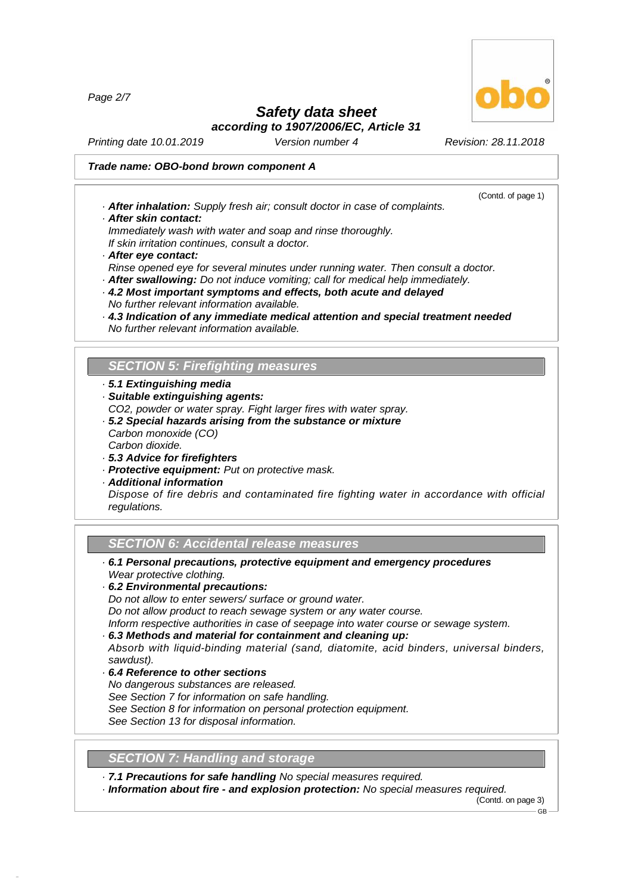**Trade name: OBO-bond brown component A**

(Contd. of page 1)

· ***After inhalation:*** *Supply fresh air; consult doctor in case of complaints.*
· ***After skin contact:***
*Immediately wash with water and soap and rinse thoroughly.*
*If skin irritation continues, consult a doctor.*
· ***After eye contact:***
*Rinse opened eye for several minutes under running water. Then consult a doctor.*
· ***After swallowing:*** *Do not induce vomiting; call for medical help immediately.*
· ***4.2 Most important symptoms and effects, both acute and delayed***
*No further relevant information available.*
· ***4.3 Indication of any immediate medical attention and special treatment needed***
*No further relevant information available.*

## SECTION 5: Firefighting measures

· ***5.1 Extinguishing media***
· ***Suitable extinguishing agents:***
*$CO_2$, powder or water spray. Fight larger fires with water spray.*
· ***5.2 Special hazards arising from the substance or mixture***
*Carbon monoxide (CO)*
*Carbon dioxide.*
· ***5.3 Advice for firefighters***
· ***Protective equipment:*** *Put on protective mask.*
· ***Additional information***
*Dispose of fire debris and contaminated fire fighting water in accordance with official regulations.*

## SECTION 6: Accidental release measures

· ***6.1 Personal precautions, protective equipment and emergency procedures***
*Wear protective clothing.*
· ***6.2 Environmental precautions:***
*Do not allow to enter sewers/ surface or ground water.*
*Do not allow product to reach sewage system or any water course.*
*Inform respective authorities in case of seepage into water course or sewage system.*
· ***6.3 Methods and material for containment and cleaning up:***
*Absorb with liquid-binding material (sand, diatomite, acid binders, universal binders, sawdust).*
· ***6.4 Reference to other sections***
*No dangerous substances are released.*
*See Section 7 for information on safe handling.*
*See Section 8 for information on personal protection equipment.*
*See Section 13 for disposal information.*

## SECTION 7: Handling and storage

· ***7.1 Precautions for safe handling*** *No special measures required.*
· ***Information about fire - and explosion protection:*** *No special measures required.*

(Contd. on page 3)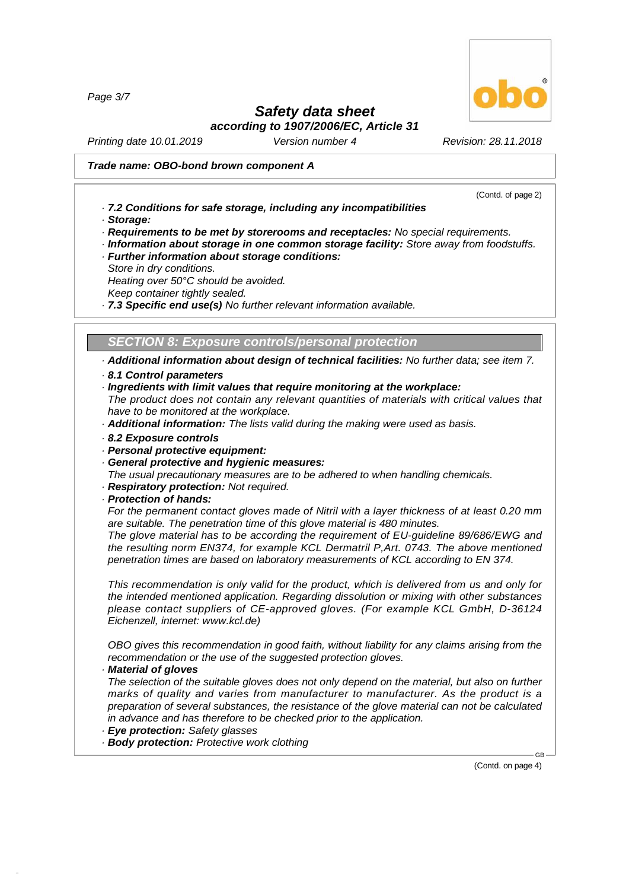**Trade name: OBO-bond brown component A**

(Contd. of page 2)

- **7.2 Conditions for safe storage, including any incompatibilities**
- **Storage:**
- **Requirements to be met by storerooms and receptacles:** No special requirements.
- **Information about storage in one common storage facility:** Store away from foodstuffs.
- **Further information about storage conditions:**
  Store in dry conditions.
  Heating over 50°C should be avoided.
  Keep container tightly sealed.
- **7.3 Specific end use(s)** No further relevant information available.

## SECTION 8: Exposure controls/personal protection

- **Additional information about design of technical facilities:** No further data; see item 7.
- **8.1 Control parameters**
- **Ingredients with limit values that require monitoring at the workplace:**
  The product does not contain any relevant quantities of materials with critical values that have to be monitored at the workplace.
- **Additional information:** The lists valid during the making were used as basis.
- **8.2 Exposure controls**
- **Personal protective equipment:**
- **General protective and hygienic measures:**
  The usual precautionary measures are to be adhered to when handling chemicals.
- **Respiratory protection:** Not required.
- **Protection of hands:**
  For the permanent contact gloves made of Nitril with a layer thickness of at least 0.20 mm are suitable. The penetration time of this glove material is 480 minutes.
  The glove material has to be according the requirement of EU-guideline 89/686/EWG and the resulting norm EN374, for example KCL Dermatril P,Art. 0743. The above mentioned penetration times are based on laboratory measurements of KCL according to EN 374.

  This recommendation is only valid for the product, which is delivered from us and only for the intended mentioned application. Regarding dissolution or mixing with other substances please contact suppliers of CE-approved gloves. (For example KCL GmbH, D-36124 Eichenzell, internet: www.kcl.de)

  OBO gives this recommendation in good faith, without liability for any claims arising from the recommendation or the use of the suggested protection gloves.
- **Material of gloves**
  The selection of the suitable gloves does not only depend on the material, but also on further marks of quality and varies from manufacturer to manufacturer. As the product is a preparation of several substances, the resistance of the glove material can not be calculated in advance and has therefore to be checked prior to the application.
- **Eye protection:** Safety glasses
- **Body protection:** Protective work clothing

(Contd. on page 4)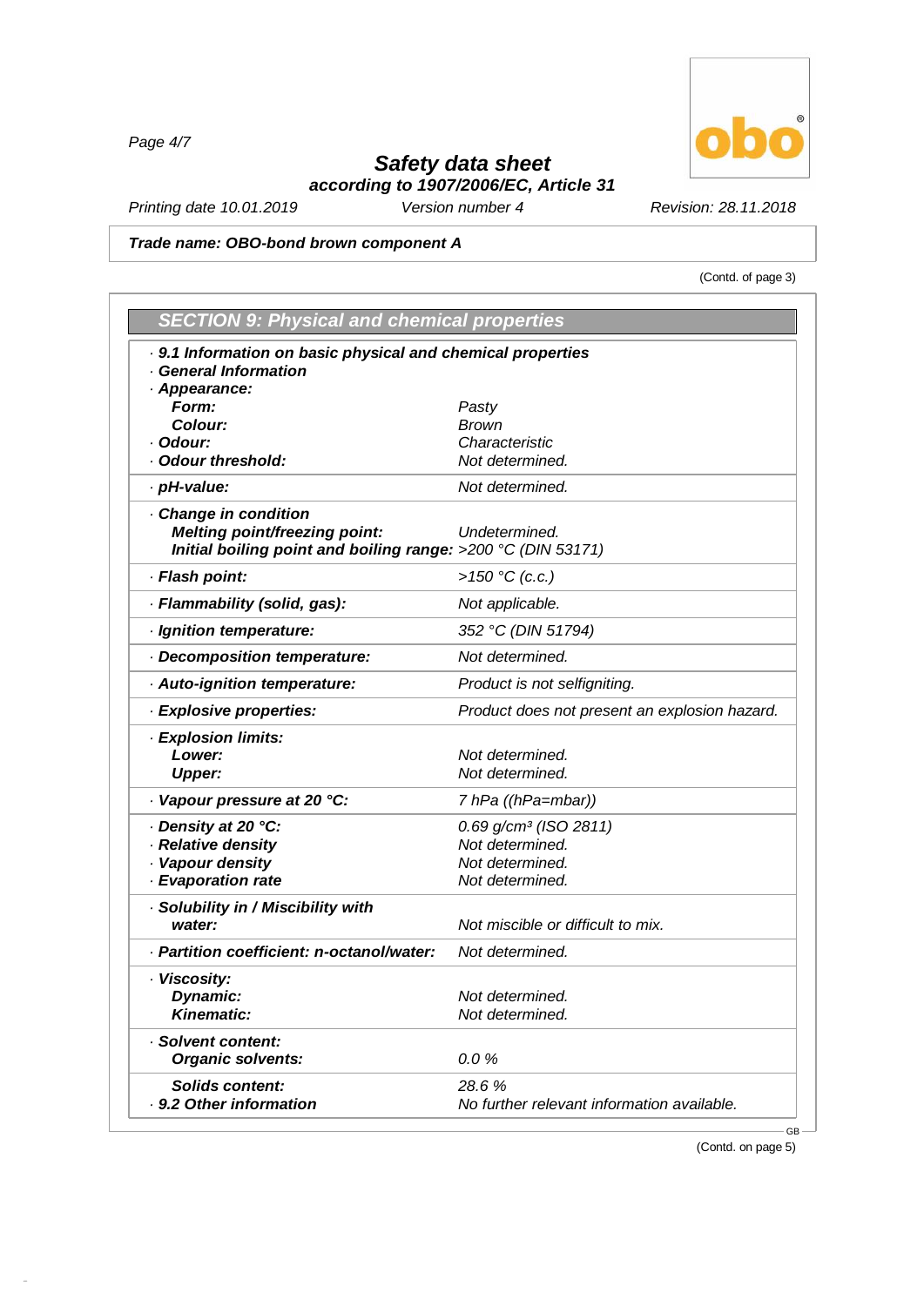**Safety data sheet**
**according to 1907/2006/EC, Article 31**

Printing date 10.01.2019 | Version number 4 | Revision: 28.11.2018

**Trade name: OBO-bond brown component A**

(Contd. of page 3)

## SECTION 9: Physical and chemical properties

| | |
|---|---|
| · **9.1 Information on basic physical and chemical properties** | |
| · **General Information** | |
| · **Appearance:** | |
| **Form:** | Pasty |
| **Colour:** | Brown |
| · **Odour:** | Characteristic |
| · **Odour threshold:** | Not determined. |
| · **pH-value:** | Not determined. |
| · **Change in condition** | |
| **Melting point/freezing point:** | Undetermined. |
| **Initial boiling point and boiling range:** | >200 °C (DIN 53171) |
| · **Flash point:** | >150 °C (c.c.) |
| · **Flammability (solid, gas):** | Not applicable. |
| · **Ignition temperature:** | 352 °C (DIN 51794) |
| · **Decomposition temperature:** | Not determined. |
| · **Auto-ignition temperature:** | Product is not selfigniting. |
| · **Explosive properties:** | Product does not present an explosion hazard. |
| · **Explosion limits:** | |
| **Lower:** | Not determined. |
| **Upper:** | Not determined. |
| · **Vapour pressure at 20 °C:** | 7 hPa ((hPa=mbar)) |
| · **Density at 20 °C:** | 0.69 g/cm³ (ISO 2811) |
| · **Relative density** | Not determined. |
| · **Vapour density** | Not determined. |
| · **Evaporation rate** | Not determined. |
| · **Solubility in / Miscibility with** | |
| **water:** | Not miscible or difficult to mix. |
| · **Partition coefficient: n-octanol/water:** | Not determined. |
| · **Viscosity:** | |
| **Dynamic:** | Not determined. |
| **Kinematic:** | Not determined. |
| · **Solvent content:** | |
| **Organic solvents:** | 0.0 % |
| **Solids content:** | 28.6 % |
| · **9.2 Other information** | No further relevant information available. |

GB

(Contd. on page 5)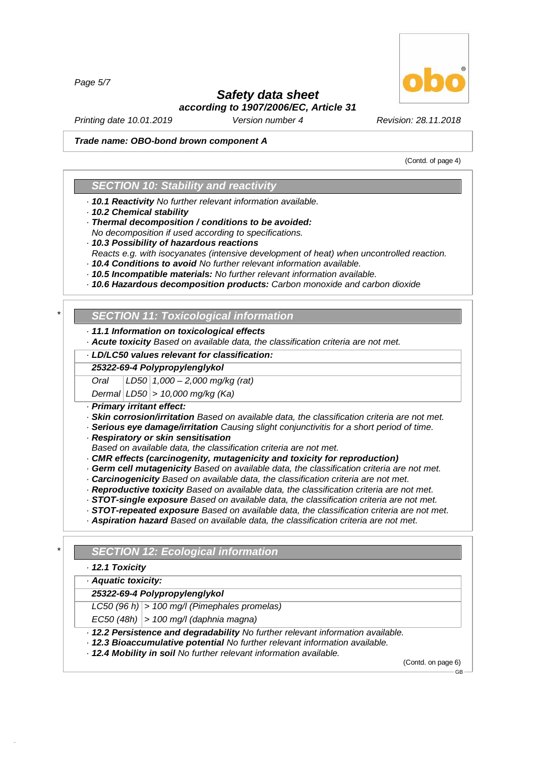**Trade name: OBO-bond brown component A**

(Contd. of page 4)

## SECTION 10: Stability and reactivity

- **10.1 Reactivity** No further relevant information available.
- **10.2 Chemical stability**
- **Thermal decomposition / conditions to be avoided:**
  No decomposition if used according to specifications.
- **10.3 Possibility of hazardous reactions**
  Reacts e.g. with isocyanates (intensive development of heat) when uncontrolled reaction.
- **10.4 Conditions to avoid** No further relevant information available.
- **10.5 Incompatible materials:** No further relevant information available.
- **10.6 Hazardous decomposition products:** Carbon monoxide and carbon dioxide

\* 

## SECTION 11: Toxicological information

- **11.1 Information on toxicological effects**
- **Acute toxicity** Based on available data, the classification criteria are not met.
- **LD/LC50 values relevant for classification:**

| **25322-69-4 Polypropylenglykol** | | |
|---|---|---|
| Oral | LD50 | 1,000 – 2,000 mg/kg (rat) |
| Dermal | LD50 | > 10,000 mg/kg (Ka) |

- **Primary irritant effect:**
- **Skin corrosion/irritation** Based on available data, the classification criteria are not met.
- **Serious eye damage/irritation** Causing slight conjunctivitis for a short period of time.
- **Respiratory or skin sensitisation**
  Based on available data, the classification criteria are not met.
- **CMR effects (carcinogenity, mutagenicity and toxicity for reproduction)**
- **Germ cell mutagenicity** Based on available data, the classification criteria are not met.
- **Carcinogenicity** Based on available data, the classification criteria are not met.
- **Reproductive toxicity** Based on available data, the classification criteria are not met.
- **STOT-single exposure** Based on available data, the classification criteria are not met.
- **STOT-repeated exposure** Based on available data, the classification criteria are not met.
- **Aspiration hazard** Based on available data, the classification criteria are not met.

\* 

## SECTION 12: Ecological information

- **12.1 Toxicity**
- **Aquatic toxicity:**

| **25322-69-4 Polypropylenglykol** | |
|---|---|
| LC50 (96 h) | > 100 mg/l (Pimephales promelas) |
| EC50 (48h) | > 100 mg/l (daphnia magna) |

- **12.2 Persistence and degradability** No further relevant information available.
- **12.3 Bioaccumulative potential** No further relevant information available.
- **12.4 Mobility in soil** No further relevant information available.

(Contd. on page 6)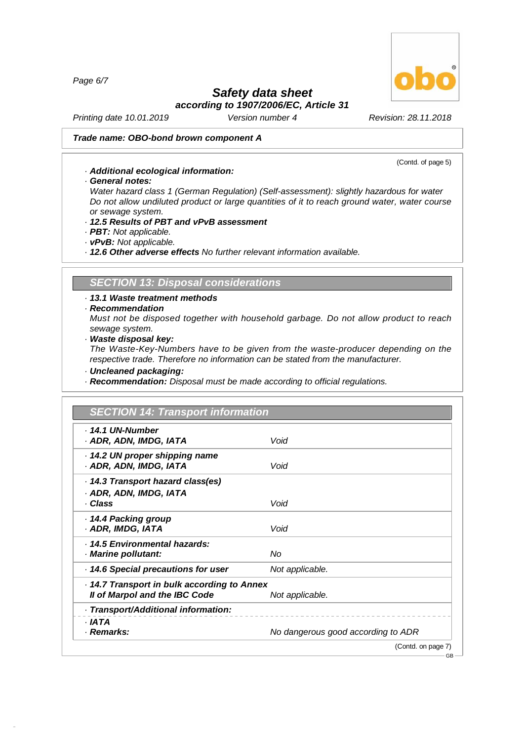**Trade name: OBO-bond brown component A**

(Contd. of page 5)

- **Additional ecological information:**
- **General notes:**
  Water hazard class 1 (German Regulation) (Self-assessment): slightly hazardous for water
  Do not allow undiluted product or large quantities of it to reach ground water, water course or sewage system.
- **12.5 Results of PBT and vPvB assessment**
- **PBT:** Not applicable.
- **vPvB:** Not applicable.
- **12.6 Other adverse effects** No further relevant information available.

## SECTION 13: Disposal considerations

- **13.1 Waste treatment methods**
- **Recommendation**
  Must not be disposed together with household garbage. Do not allow product to reach sewage system.
- **Waste disposal key:**
  The Waste-Key-Numbers have to be given from the waste-producer depending on the respective trade. Therefore no information can be stated from the manufacturer.
- **Uncleaned packaging:**
- **Recommendation:** Disposal must be made according to official regulations.

## SECTION 14: Transport information

| | |
|---|---|
| **14.1 UN-Number**<br>**ADR, ADN, IMDG, IATA** | Void |
| **14.2 UN proper shipping name**<br>**ADR, ADN, IMDG, IATA** | Void |
| **14.3 Transport hazard class(es)**<br>**ADR, ADN, IMDG, IATA**<br>**Class** | Void |
| **14.4 Packing group**<br>**ADR, IMDG, IATA** | Void |
| **14.5 Environmental hazards:**<br>**Marine pollutant:** | No |
| **14.6 Special precautions for user** | Not applicable. |
| **14.7 Transport in bulk according to Annex II of Marpol and the IBC Code** | Not applicable. |
| **Transport/Additional information:** | |
| **IATA**<br>**Remarks:** | No dangerous good according to ADR |

(Contd. on page 7)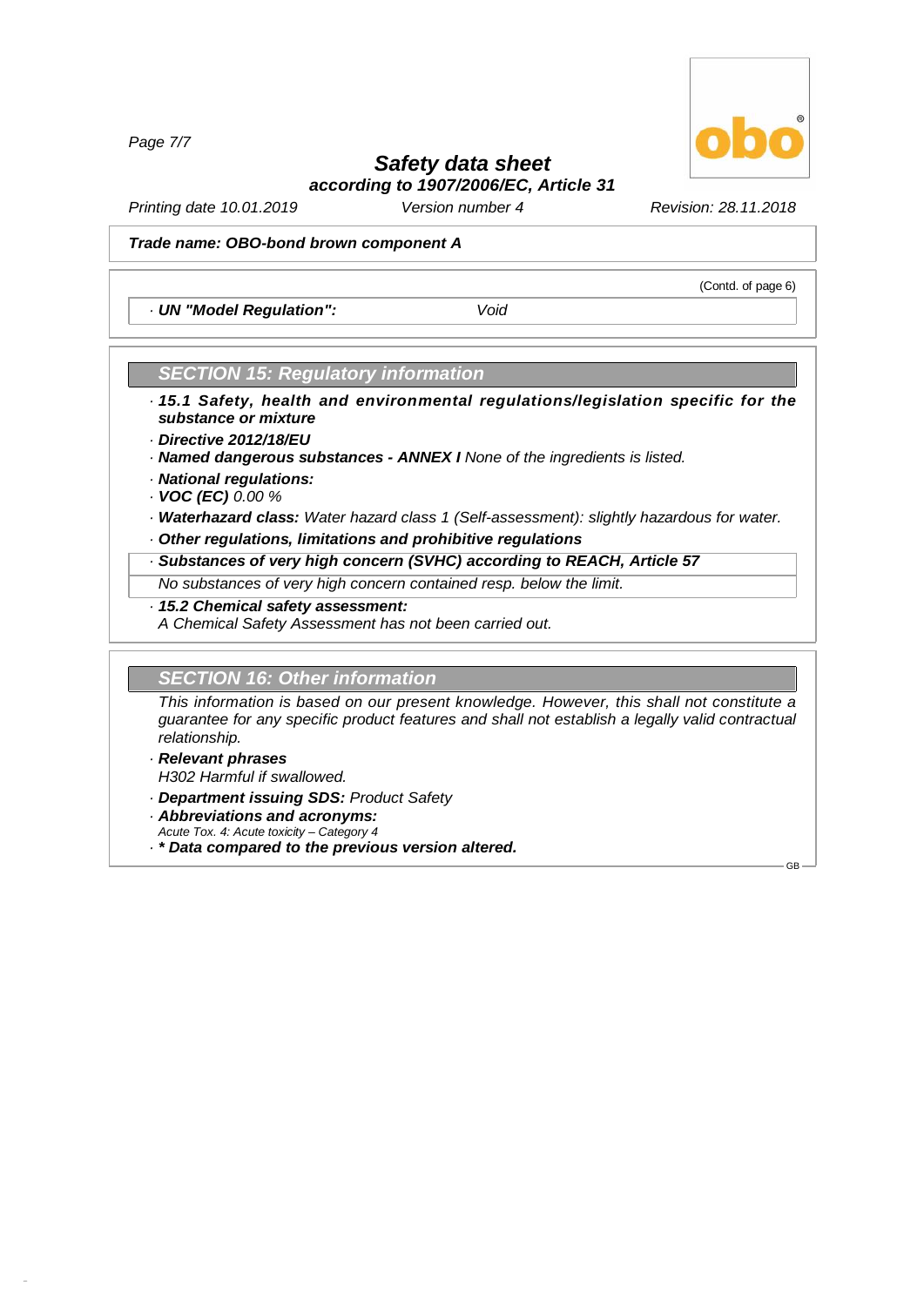(Contd. of page 6)

· **UN "Model Regulation":** Void

## SECTION 15: Regulatory information

· **15.1 Safety, health and environmental regulations/legislation specific for the substance or mixture**

· **Directive 2012/18/EU**

· **Named dangerous substances - ANNEX I** None of the ingredients is listed.

· **National regulations:**

· **VOC (EC)** 0.00 %

· **Waterhazard class:** Water hazard class 1 (Self-assessment): slightly hazardous for water.

· **Other regulations, limitations and prohibitive regulations**

· **Substances of very high concern (SVHC) according to REACH, Article 57**

No substances of very high concern contained resp. below the limit.

· **15.2 Chemical safety assessment:**

A Chemical Safety Assessment has not been carried out.

## SECTION 16: Other information

This information is based on our present knowledge. However, this shall not constitute a guarantee for any specific product features and shall not establish a legally valid contractual relationship.

· **Relevant phrases**

H302 Harmful if swallowed.

· **Department issuing SDS:** Product Safety

· **Abbreviations and acronyms:**

Acute Tox. 4: Acute toxicity – Category 4

· *** Data compared to the previous version altered.**

GB